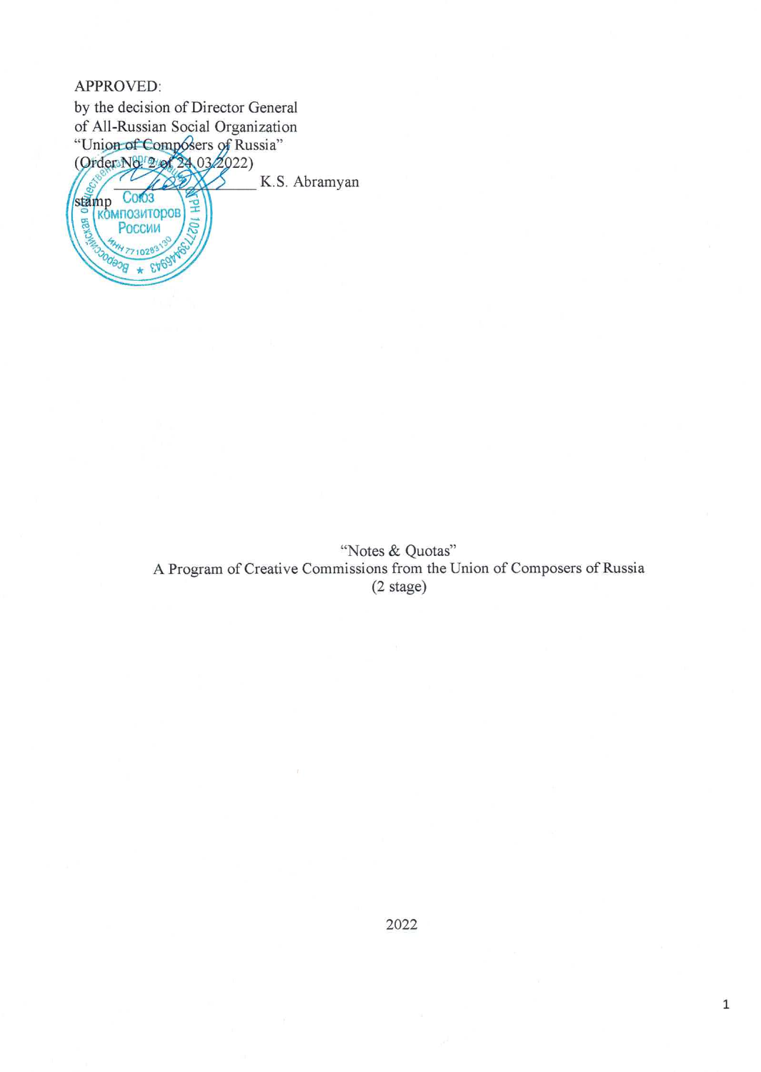APPROVED:
by the decision of Director General
of All-Russian Social Organization
"Union of Composers of Russia"
(Order No. 2 of 24.03.2022)
_______________ K.S. Abramyan
stamp

"Notes & Quotas"
A Program of Creative Commissions from the Union of Composers of Russia
(2 stage)

2022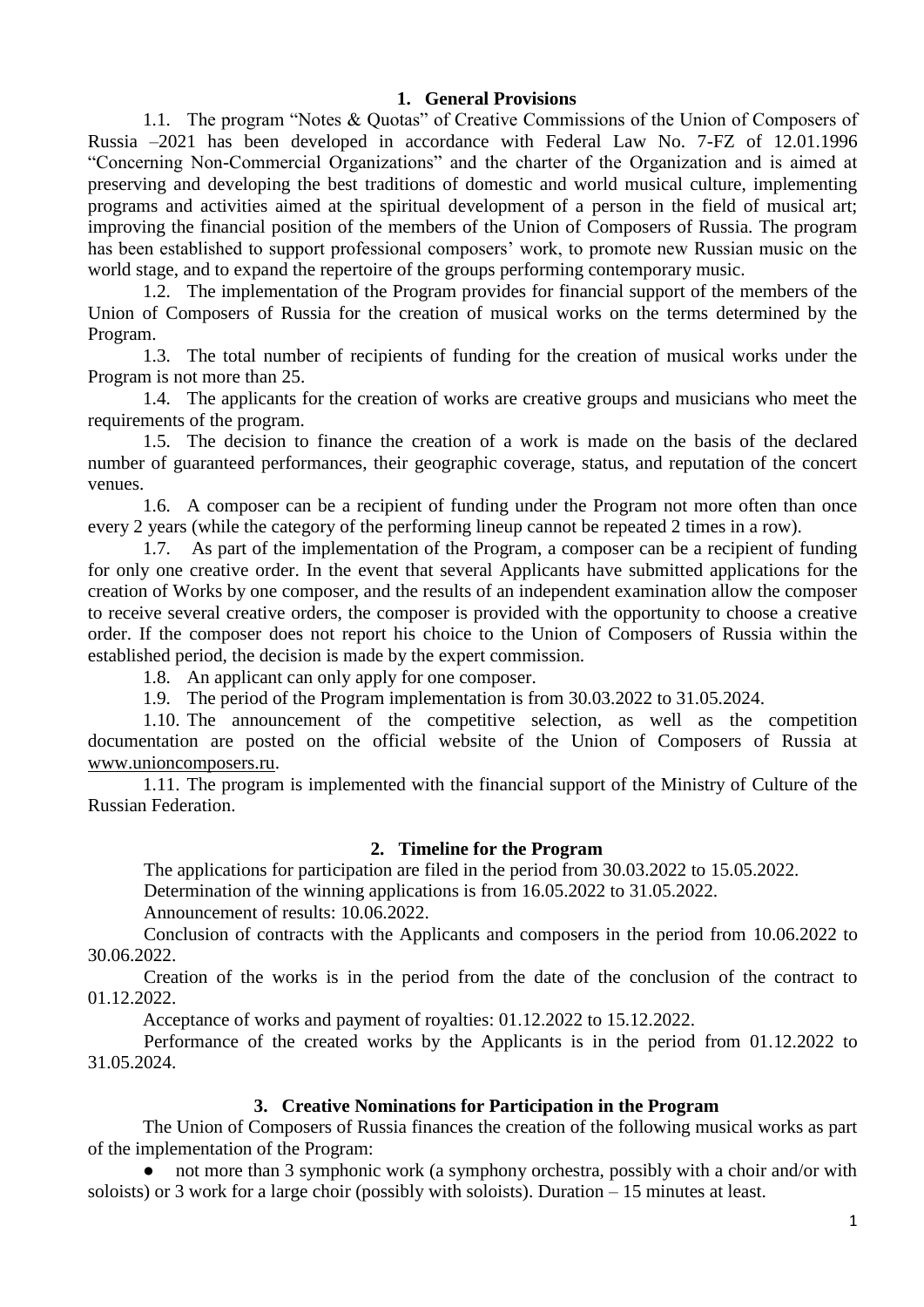## 1. General Provisions

1.1. The program "Notes & Quotas" of Creative Commissions of the Union of Composers of Russia –2021 has been developed in accordance with Federal Law No. 7-FZ of 12.01.1996 "Concerning Non-Commercial Organizations" and the charter of the Organization and is aimed at preserving and developing the best traditions of domestic and world musical culture, implementing programs and activities aimed at the spiritual development of a person in the field of musical art; improving the financial position of the members of the Union of Composers of Russia. The program has been established to support professional composers' work, to promote new Russian music on the world stage, and to expand the repertoire of the groups performing contemporary music.

1.2. The implementation of the Program provides for financial support of the members of the Union of Composers of Russia for the creation of musical works on the terms determined by the Program.

1.3. The total number of recipients of funding for the creation of musical works under the Program is not more than 25.

1.4. The applicants for the creation of works are creative groups and musicians who meet the requirements of the program.

1.5. The decision to finance the creation of a work is made on the basis of the declared number of guaranteed performances, their geographic coverage, status, and reputation of the concert venues.

1.6. A composer can be a recipient of funding under the Program not more often than once every 2 years (while the category of the performing lineup cannot be repeated 2 times in a row).

1.7. As part of the implementation of the Program, a composer can be a recipient of funding for only one creative order. In the event that several Applicants have submitted applications for the creation of Works by one composer, and the results of an independent examination allow the composer to receive several creative orders, the composer is provided with the opportunity to choose a creative order. If the composer does not report his choice to the Union of Composers of Russia within the established period, the decision is made by the expert commission.

1.8. An applicant can only apply for one composer.

1.9. The period of the Program implementation is from 30.03.2022 to 31.05.2024.

1.10. The announcement of the competitive selection, as well as the competition documentation are posted on the official website of the Union of Composers of Russia at www.unioncomposers.ru.

1.11. The program is implemented with the financial support of the Ministry of Culture of the Russian Federation.

## 2. Timeline for the Program

The applications for participation are filed in the period from 30.03.2022 to 15.05.2022.

Determination of the winning applications is from 16.05.2022 to 31.05.2022.

Announcement of results: 10.06.2022.

Conclusion of contracts with the Applicants and composers in the period from 10.06.2022 to 30.06.2022.

Creation of the works is in the period from the date of the conclusion of the contract to 01.12.2022.

Acceptance of works and payment of royalties: 01.12.2022 to 15.12.2022.

Performance of the created works by the Applicants is in the period from 01.12.2022 to 31.05.2024.

## 3. Creative Nominations for Participation in the Program

The Union of Composers of Russia finances the creation of the following musical works as part of the implementation of the Program:

- not more than 3 symphonic work (a symphony orchestra, possibly with a choir and/or with soloists) or 3 work for a large choir (possibly with soloists). Duration – 15 minutes at least.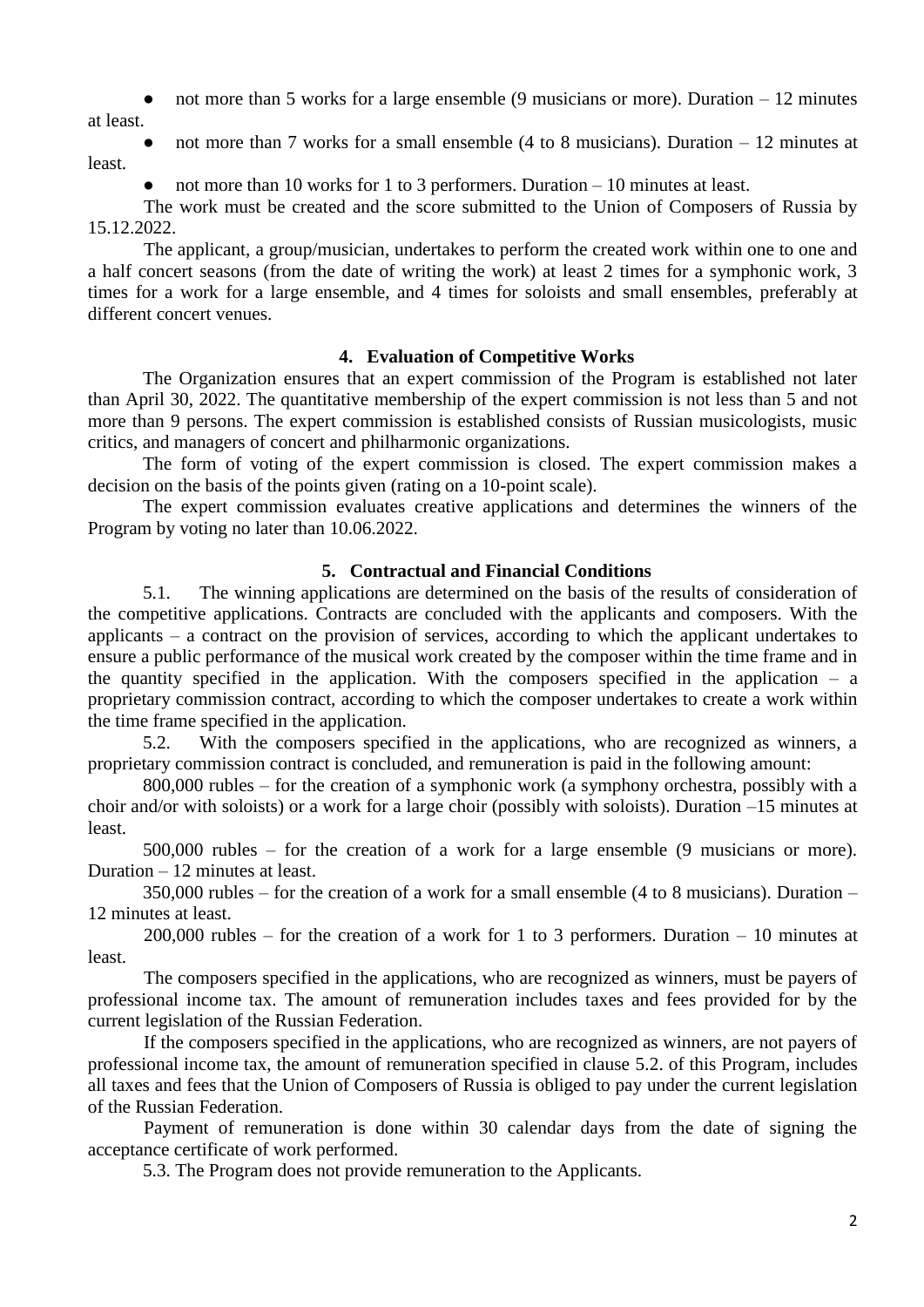- not more than 5 works for a large ensemble (9 musicians or more). Duration – 12 minutes at least.
- not more than 7 works for a small ensemble (4 to 8 musicians). Duration – 12 minutes at least.
- not more than 10 works for 1 to 3 performers. Duration – 10 minutes at least.

The work must be created and the score submitted to the Union of Composers of Russia by 15.12.2022.

The applicant, a group/musician, undertakes to perform the created work within one to one and a half concert seasons (from the date of writing the work) at least 2 times for a symphonic work, 3 times for a work for a large ensemble, and 4 times for soloists and small ensembles, preferably at different concert venues.

## 4. Evaluation of Competitive Works

The Organization ensures that an expert commission of the Program is established not later than April 30, 2022. The quantitative membership of the expert commission is not less than 5 and not more than 9 persons. The expert commission is established consists of Russian musicologists, music critics, and managers of concert and philharmonic organizations.

The form of voting of the expert commission is closed. The expert commission makes a decision on the basis of the points given (rating on a 10-point scale).

The expert commission evaluates creative applications and determines the winners of the Program by voting no later than 10.06.2022.

## 5. Contractual and Financial Conditions

5.1. The winning applications are determined on the basis of the results of consideration of the competitive applications. Contracts are concluded with the applicants and composers. With the applicants – a contract on the provision of services, according to which the applicant undertakes to ensure a public performance of the musical work created by the composer within the time frame and in the quantity specified in the application. With the composers specified in the application – a proprietary commission contract, according to which the composer undertakes to create a work within the time frame specified in the application.

5.2. With the composers specified in the applications, who are recognized as winners, a proprietary commission contract is concluded, and remuneration is paid in the following amount:

800,000 rubles – for the creation of a symphonic work (a symphony orchestra, possibly with a choir and/or with soloists) or a work for a large choir (possibly with soloists). Duration –15 minutes at least.

500,000 rubles – for the creation of a work for a large ensemble (9 musicians or more). Duration – 12 minutes at least.

350,000 rubles – for the creation of a work for a small ensemble (4 to 8 musicians). Duration – 12 minutes at least.

200,000 rubles – for the creation of a work for 1 to 3 performers. Duration – 10 minutes at least.

The composers specified in the applications, who are recognized as winners, must be payers of professional income tax. The amount of remuneration includes taxes and fees provided for by the current legislation of the Russian Federation.

If the composers specified in the applications, who are recognized as winners, are not payers of professional income tax, the amount of remuneration specified in clause 5.2. of this Program, includes all taxes and fees that the Union of Composers of Russia is obliged to pay under the current legislation of the Russian Federation.

Payment of remuneration is done within 30 calendar days from the date of signing the acceptance certificate of work performed.

5.3. The Program does not provide remuneration to the Applicants.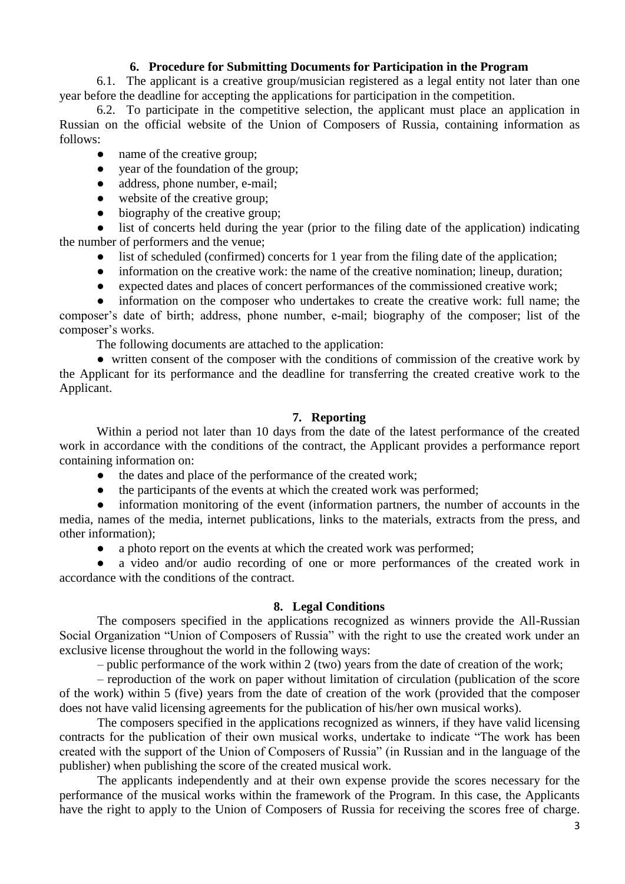## 6. Procedure for Submitting Documents for Participation in the Program

6.1. The applicant is a creative group/musician registered as a legal entity not later than one year before the deadline for accepting the applications for participation in the competition.

6.2. To participate in the competitive selection, the applicant must place an application in Russian on the official website of the Union of Composers of Russia, containing information as follows:

- name of the creative group;
- year of the foundation of the group;
- address, phone number, e-mail;
- website of the creative group;
- biography of the creative group;
- list of concerts held during the year (prior to the filing date of the application) indicating the number of performers and the venue;
- list of scheduled (confirmed) concerts for 1 year from the filing date of the application;
- information on the creative work: the name of the creative nomination; lineup, duration;
- expected dates and places of concert performances of the commissioned creative work;
- information on the composer who undertakes to create the creative work: full name; the composer's date of birth; address, phone number, e-mail; biography of the composer; list of the composer's works.

The following documents are attached to the application:

- written consent of the composer with the conditions of commission of the creative work by the Applicant for its performance and the deadline for transferring the created creative work to the Applicant.

## 7. Reporting

Within a period not later than 10 days from the date of the latest performance of the created work in accordance with the conditions of the contract, the Applicant provides a performance report containing information on:

- the dates and place of the performance of the created work;
- the participants of the events at which the created work was performed;
- information monitoring of the event (information partners, the number of accounts in the media, names of the media, internet publications, links to the materials, extracts from the press, and other information);
- a photo report on the events at which the created work was performed;
- a video and/or audio recording of one or more performances of the created work in accordance with the conditions of the contract.

## 8. Legal Conditions

The composers specified in the applications recognized as winners provide the All-Russian Social Organization "Union of Composers of Russia" with the right to use the created work under an exclusive license throughout the world in the following ways:

– public performance of the work within 2 (two) years from the date of creation of the work;

– reproduction of the work on paper without limitation of circulation (publication of the score of the work) within 5 (five) years from the date of creation of the work (provided that the composer does not have valid licensing agreements for the publication of his/her own musical works).

The composers specified in the applications recognized as winners, if they have valid licensing contracts for the publication of their own musical works, undertake to indicate "The work has been created with the support of the Union of Composers of Russia" (in Russian and in the language of the publisher) when publishing the score of the created musical work.

The applicants independently and at their own expense provide the scores necessary for the performance of the musical works within the framework of the Program. In this case, the Applicants have the right to apply to the Union of Composers of Russia for receiving the scores free of charge.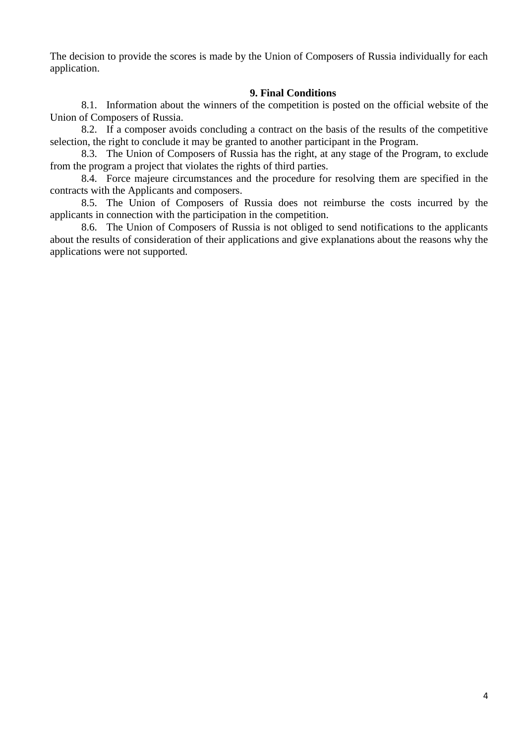The decision to provide the scores is made by the Union of Composers of Russia individually for each application.

## 9. Final Conditions

8.1. Information about the winners of the competition is posted on the official website of the Union of Composers of Russia.

8.2. If a composer avoids concluding a contract on the basis of the results of the competitive selection, the right to conclude it may be granted to another participant in the Program.

8.3. The Union of Composers of Russia has the right, at any stage of the Program, to exclude from the program a project that violates the rights of third parties.

8.4. Force majeure circumstances and the procedure for resolving them are specified in the contracts with the Applicants and composers.

8.5. The Union of Composers of Russia does not reimburse the costs incurred by the applicants in connection with the participation in the competition.

8.6. The Union of Composers of Russia is not obliged to send notifications to the applicants about the results of consideration of their applications and give explanations about the reasons why the applications were not supported.